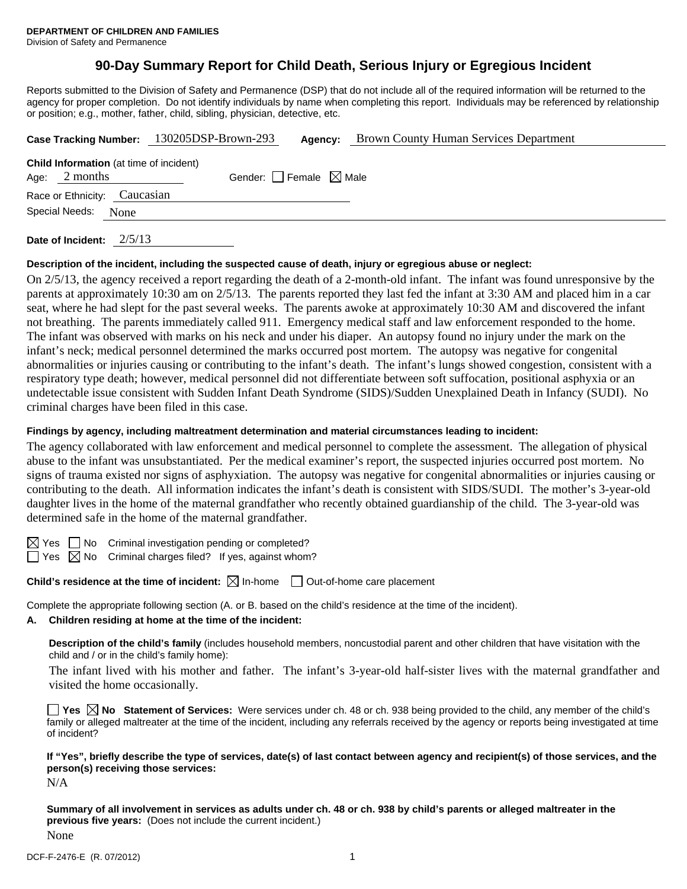**DEPARTMENT OF CHILDREN AND FAMILIES**
Division of Safety and Permanence

# 90-Day Summary Report for Child Death, Serious Injury or Egregious Incident

Reports submitted to the Division of Safety and Permanence (DSP) that do not include all of the required information will be returned to the agency for proper completion. Do not identify individuals by name when completing this report. Individuals may be referenced by relationship or position; e.g., mother, father, child, sibling, physician, detective, etc.

**Case Tracking Number:** 130205DSP-Brown-293 **Agency:** Brown County Human Services Department

**Child Information** (at time of incident)
Age: 2 months Gender: ☐ Female ☒ Male
Race or Ethnicity: Caucasian
Special Needs: None

**Date of Incident:** 2/5/13

**Description of the incident, including the suspected cause of death, injury or egregious abuse or neglect:**

On 2/5/13, the agency received a report regarding the death of a 2-month-old infant. The infant was found unresponsive by the parents at approximately 10:30 am on 2/5/13. The parents reported they last fed the infant at 3:30 AM and placed him in a car seat, where he had slept for the past several weeks. The parents awoke at approximately 10:30 AM and discovered the infant not breathing. The parents immediately called 911. Emergency medical staff and law enforcement responded to the home. The infant was observed with marks on his neck and under his diaper. An autopsy found no injury under the mark on the infant's neck; medical personnel determined the marks occurred post mortem. The autopsy was negative for congenital abnormalities or injuries causing or contributing to the infant's death. The infant's lungs showed congestion, consistent with a respiratory type death; however, medical personnel did not differentiate between soft suffocation, positional asphyxia or an undetectable issue consistent with Sudden Infant Death Syndrome (SIDS)/Sudden Unexplained Death in Infancy (SUDI). No criminal charges have been filed in this case.

**Findings by agency, including maltreatment determination and material circumstances leading to incident:**

The agency collaborated with law enforcement and medical personnel to complete the assessment. The allegation of physical abuse to the infant was unsubstantiated. Per the medical examiner's report, the suspected injuries occurred post mortem. No signs of trauma existed nor signs of asphyxiation. The autopsy was negative for congenital abnormalities or injuries causing or contributing to the death. All information indicates the infant's death is consistent with SIDS/SUDI. The mother's 3-year-old daughter lives in the home of the maternal grandfather who recently obtained guardianship of the child. The 3-year-old was determined safe in the home of the maternal grandfather.

☒ Yes ☐ No Criminal investigation pending or completed?
☐ Yes ☒ No Criminal charges filed? If yes, against whom?

**Child's residence at the time of incident:** ☒ In-home ☐ Out-of-home care placement

Complete the appropriate following section (A. or B. based on the child's residence at the time of the incident).

**A. Children residing at home at the time of the incident:**

**Description of the child's family** (includes household members, noncustodial parent and other children that have visitation with the child and / or in the child's family home):

The infant lived with his mother and father. The infant's 3-year-old half-sister lives with the maternal grandfather and visited the home occasionally.

☐ **Yes** ☒ **No Statement of Services:** Were services under ch. 48 or ch. 938 being provided to the child, any member of the child's family or alleged maltreater at the time of the incident, including any referrals received by the agency or reports being investigated at time of incident?

**If "Yes", briefly describe the type of services, date(s) of last contact between agency and recipient(s) of those services, and the person(s) receiving those services:**

N/A

**Summary of all involvement in services as adults under ch. 48 or ch. 938 by child's parents or alleged maltreater in the previous five years:** (Does not include the current incident.)

None

DCF-F-2476-E (R. 07/2012)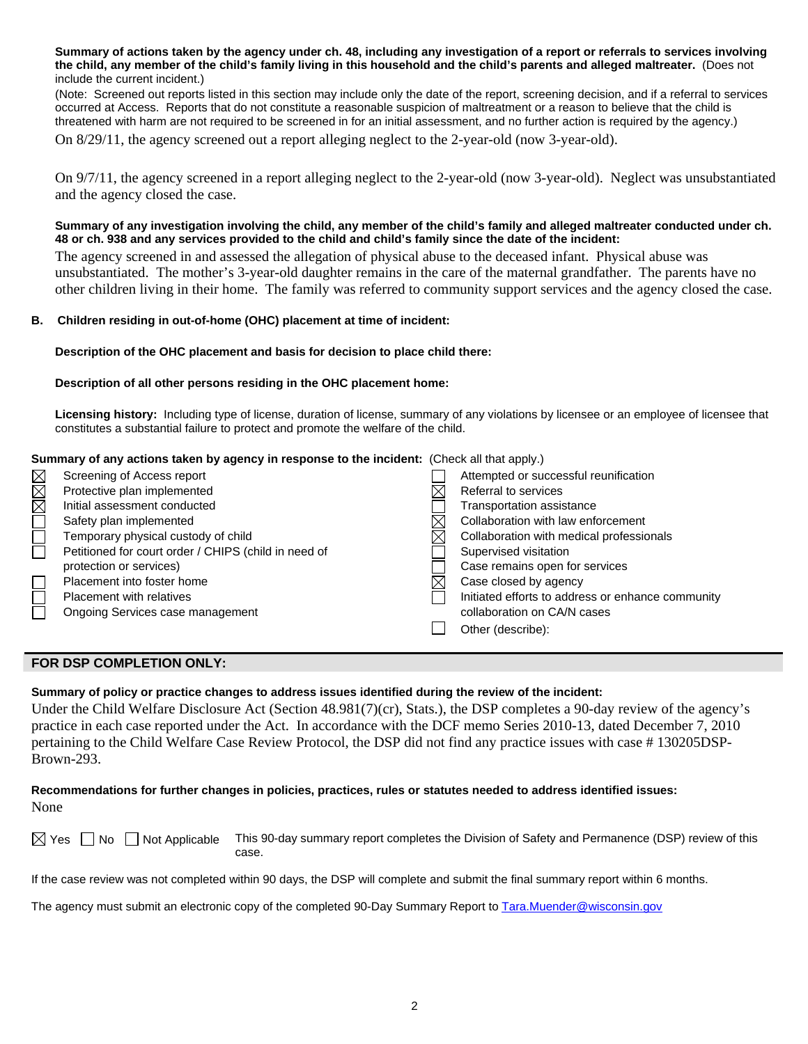**Summary of actions taken by the agency under ch. 48, including any investigation of a report or referrals to services involving the child, any member of the child's family living in this household and the child's parents and alleged maltreater.** (Does not include the current incident.)

(Note: Screened out reports listed in this section may include only the date of the report, screening decision, and if a referral to services occurred at Access. Reports that do not constitute a reasonable suspicion of maltreatment or a reason to believe that the child is threatened with harm are not required to be screened in for an initial assessment, and no further action is required by the agency.)

On 8/29/11, the agency screened out a report alleging neglect to the 2-year-old (now 3-year-old).

On 9/7/11, the agency screened in a report alleging neglect to the 2-year-old (now 3-year-old). Neglect was unsubstantiated and the agency closed the case.

**Summary of any investigation involving the child, any member of the child's family and alleged maltreater conducted under ch. 48 or ch. 938 and any services provided to the child and child's family since the date of the incident:**

The agency screened in and assessed the allegation of physical abuse to the deceased infant. Physical abuse was unsubstantiated. The mother's 3-year-old daughter remains in the care of the maternal grandfather. The parents have no other children living in their home. The family was referred to community support services and the agency closed the case.

**B. Children residing in out-of-home (OHC) placement at time of incident:**

**Description of the OHC placement and basis for decision to place child there:**

**Description of all other persons residing in the OHC placement home:**

**Licensing history:** Including type of license, duration of license, summary of any violations by licensee or an employee of licensee that constitutes a substantial failure to protect and promote the welfare of the child.

**Summary of any actions taken by agency in response to the incident:** (Check all that apply.)

- ☒ Screening of Access report
- ☒ Protective plan implemented
- ☒ Initial assessment conducted
- ☐ Safety plan implemented
- ☐ Temporary physical custody of child
- ☐ Petitioned for court order / CHIPS (child in need of protection or services)
- ☐ Placement into foster home
- ☐ Placement with relatives
- ☐ Ongoing Services case management
- ☐ Attempted or successful reunification
- ☒ Referral to services
- ☐ Transportation assistance
- ☒ Collaboration with law enforcement
- ☒ Collaboration with medical professionals
- ☐ Supervised visitation
- ☐ Case remains open for services
- ☒ Case closed by agency
- ☐ Initiated efforts to address or enhance community collaboration on CA/N cases
- ☐ Other (describe):

## FOR DSP COMPLETION ONLY:

**Summary of policy or practice changes to address issues identified during the review of the incident:**

Under the Child Welfare Disclosure Act (Section 48.981(7)(cr), Stats.), the DSP completes a 90-day review of the agency's practice in each case reported under the Act. In accordance with the DCF memo Series 2010-13, dated December 7, 2010 pertaining to the Child Welfare Case Review Protocol, the DSP did not find any practice issues with case # 130205DSP-Brown-293.

**Recommendations for further changes in policies, practices, rules or statutes needed to address identified issues:**

None

☒ Yes ☐ No ☐ Not Applicable — This 90-day summary report completes the Division of Safety and Permanence (DSP) review of this case.

If the case review was not completed within 90 days, the DSP will complete and submit the final summary report within 6 months.

The agency must submit an electronic copy of the completed 90-Day Summary Report to Tara.Muender@wisconsin.gov